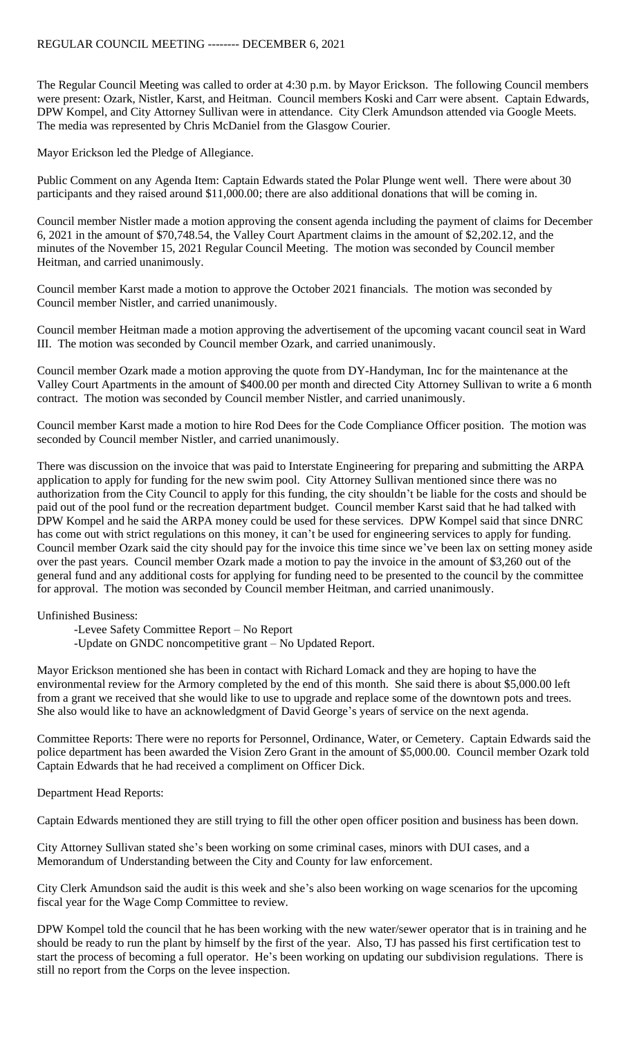# REGULAR COUNCIL MEETING -------- DECEMBER 6, 2021

The Regular Council Meeting was called to order at 4:30 p.m. by Mayor Erickson. The following Council members were present: Ozark, Nistler, Karst, and Heitman. Council members Koski and Carr were absent. Captain Edwards, DPW Kompel, and City Attorney Sullivan were in attendance. City Clerk Amundson attended via Google Meets. The media was represented by Chris McDaniel from the Glasgow Courier.

Mayor Erickson led the Pledge of Allegiance.

Public Comment on any Agenda Item: Captain Edwards stated the Polar Plunge went well. There were about 30 participants and they raised around $11,000.00; there are also additional donations that will be coming in.

Council member Nistler made a motion approving the consent agenda including the payment of claims for December 6, 2021 in the amount of $70,748.54, the Valley Court Apartment claims in the amount of $2,202.12, and the minutes of the November 15, 2021 Regular Council Meeting. The motion was seconded by Council member Heitman, and carried unanimously.

Council member Karst made a motion to approve the October 2021 financials. The motion was seconded by Council member Nistler, and carried unanimously.

Council member Heitman made a motion approving the advertisement of the upcoming vacant council seat in Ward III. The motion was seconded by Council member Ozark, and carried unanimously.

Council member Ozark made a motion approving the quote from DY-Handyman, Inc for the maintenance at the Valley Court Apartments in the amount of $400.00 per month and directed City Attorney Sullivan to write a 6 month contract. The motion was seconded by Council member Nistler, and carried unanimously.

Council member Karst made a motion to hire Rod Dees for the Code Compliance Officer position. The motion was seconded by Council member Nistler, and carried unanimously.

There was discussion on the invoice that was paid to Interstate Engineering for preparing and submitting the ARPA application to apply for funding for the new swim pool. City Attorney Sullivan mentioned since there was no authorization from the City Council to apply for this funding, the city shouldn't be liable for the costs and should be paid out of the pool fund or the recreation department budget. Council member Karst said that he had talked with DPW Kompel and he said the ARPA money could be used for these services. DPW Kompel said that since DNRC has come out with strict regulations on this money, it can't be used for engineering services to apply for funding. Council member Ozark said the city should pay for the invoice this time since we've been lax on setting money aside over the past years. Council member Ozark made a motion to pay the invoice in the amount of $3,260 out of the general fund and any additional costs for applying for funding need to be presented to the council by the committee for approval. The motion was seconded by Council member Heitman, and carried unanimously.

Unfinished Business:

- -Levee Safety Committee Report – No Report
- -Update on GNDC noncompetitive grant – No Updated Report.

Mayor Erickson mentioned she has been in contact with Richard Lomack and they are hoping to have the environmental review for the Armory completed by the end of this month. She said there is about $5,000.00 left from a grant we received that she would like to use to upgrade and replace some of the downtown pots and trees. She also would like to have an acknowledgment of David George's years of service on the next agenda.

Committee Reports: There were no reports for Personnel, Ordinance, Water, or Cemetery. Captain Edwards said the police department has been awarded the Vision Zero Grant in the amount of $5,000.00. Council member Ozark told Captain Edwards that he had received a compliment on Officer Dick.

Department Head Reports:

Captain Edwards mentioned they are still trying to fill the other open officer position and business has been down.

City Attorney Sullivan stated she's been working on some criminal cases, minors with DUI cases, and a Memorandum of Understanding between the City and County for law enforcement.

City Clerk Amundson said the audit is this week and she's also been working on wage scenarios for the upcoming fiscal year for the Wage Comp Committee to review.

DPW Kompel told the council that he has been working with the new water/sewer operator that is in training and he should be ready to run the plant by himself by the first of the year. Also, TJ has passed his first certification test to start the process of becoming a full operator. He's been working on updating our subdivision regulations. There is still no report from the Corps on the levee inspection.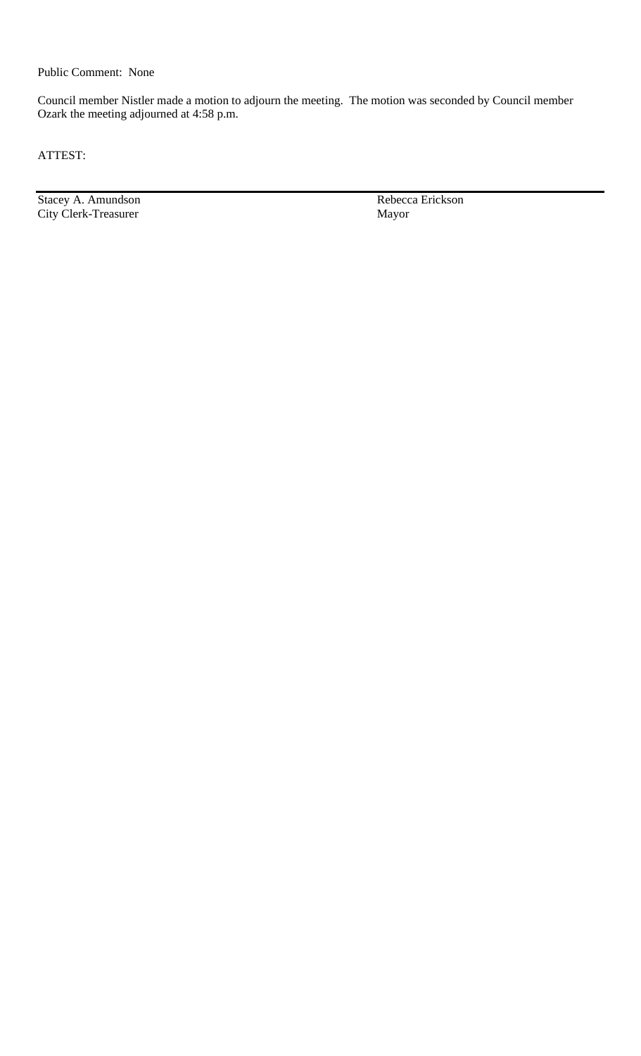Public Comment: None

Council member Nistler made a motion to adjourn the meeting. The motion was seconded by Council member Ozark the meeting adjourned at 4:58 p.m.

ATTEST:

| | |
|---|---|
| Stacey A. Amundson | Rebecca Erickson |
| City Clerk-Treasurer | Mayor |